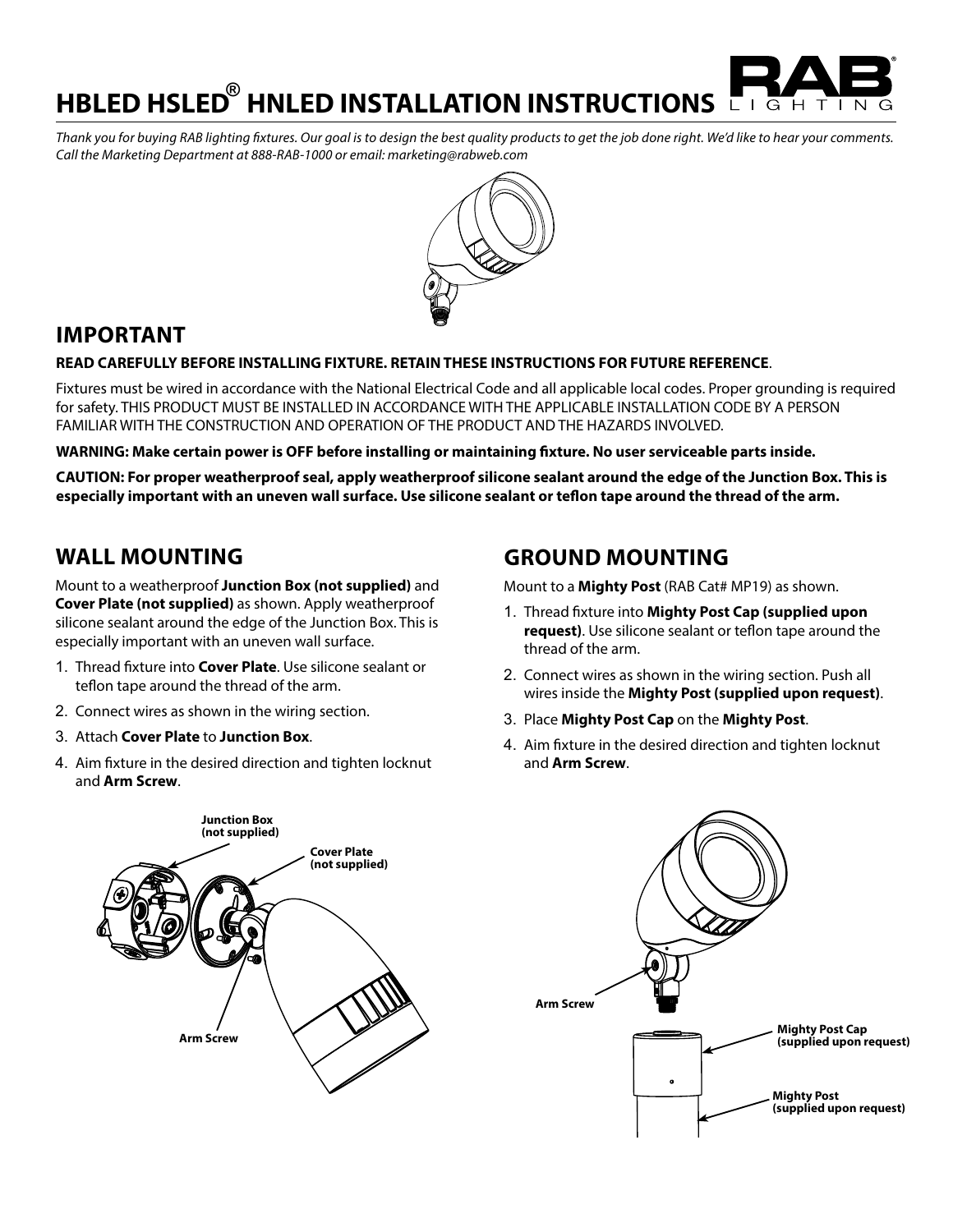# HBLED HSLED® HNLED INSTALLATION INSTRUCTIONS

*Thank you for buying RAB lighting fixtures. Our goal is to design the best quality products to get the job done right. We'd like to hear your comments. Call the Marketing Department at 888-RAB-1000 or email: marketing@rabweb.com*

## IMPORTANT

**READ CAREFULLY BEFORE INSTALLING FIXTURE. RETAIN THESE INSTRUCTIONS FOR FUTURE REFERENCE**.

Fixtures must be wired in accordance with the National Electrical Code and all applicable local codes. Proper grounding is required for safety. THIS PRODUCT MUST BE INSTALLED IN ACCORDANCE WITH THE APPLICABLE INSTALLATION CODE BY A PERSON FAMILIAR WITH THE CONSTRUCTION AND OPERATION OF THE PRODUCT AND THE HAZARDS INVOLVED.

**WARNING: Make certain power is OFF before installing or maintaining fixture. No user serviceable parts inside.**

**CAUTION: For proper weatherproof seal, apply weatherproof silicone sealant around the edge of the Junction Box. This is especially important with an uneven wall surface. Use silicone sealant or teflon tape around the thread of the arm.**

## WALL MOUNTING

Mount to a weatherproof **Junction Box (not supplied)** and **Cover Plate (not supplied)** as shown. Apply weatherproof silicone sealant around the edge of the Junction Box. This is especially important with an uneven wall surface.

1. Thread fixture into **Cover Plate**. Use silicone sealant or teflon tape around the thread of the arm.
2. Connect wires as shown in the wiring section.
3. Attach **Cover Plate** to **Junction Box**.
4. Aim fixture in the desired direction and tighten locknut and **Arm Screw**.

**Junction Box (not supplied)**

**Cover Plate (not supplied)**

**Arm Screw**

## GROUND MOUNTING

Mount to a **Mighty Post** (RAB Cat# MP19) as shown.

1. Thread fixture into **Mighty Post Cap (supplied upon request)**. Use silicone sealant or teflon tape around the thread of the arm.
2. Connect wires as shown in the wiring section. Push all wires inside the **Mighty Post (supplied upon request)**.
3. Place **Mighty Post Cap** on the **Mighty Post**.
4. Aim fixture in the desired direction and tighten locknut and **Arm Screw**.

**Arm Screw**

**Mighty Post Cap (supplied upon request)**

**Mighty Post (supplied upon request)**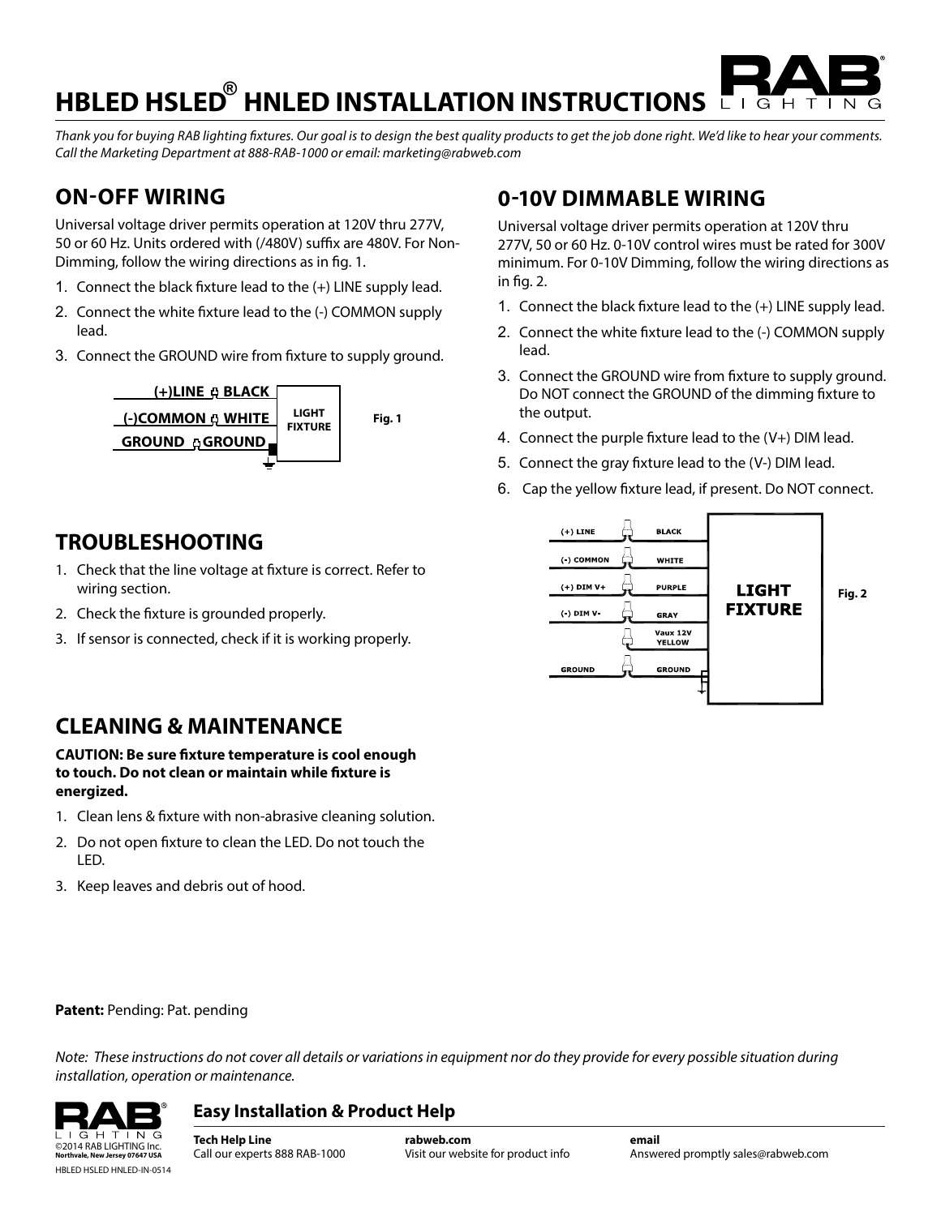# HBLED HSLED® HNLED INSTALLATION INSTRUCTIONS

*Thank you for buying RAB lighting fixtures. Our goal is to design the best quality products to get the job done right. We'd like to hear your comments. Call the Marketing Department at 888-RAB-1000 or email: marketing@rabweb.com*

## ON-OFF WIRING

Universal voltage driver permits operation at 120V thru 277V, 50 or 60 Hz. Units ordered with (/480V) suffix are 480V. For Non-Dimming, follow the wiring directions as in fig. 1.

1. Connect the black fixture lead to the (+) LINE supply lead.
2. Connect the white fixture lead to the (-) COMMON supply lead.
3. Connect the GROUND wire from fixture to supply ground.

(+)LINE BLACK
(-)COMMON WHITE
GROUND GROUND
LIGHT FIXTURE

Fig. 1

## TROUBLESHOOTING

1. Check that the line voltage at fixture is correct. Refer to wiring section.
2. Check the fixture is grounded properly.
3. If sensor is connected, check if it is working properly.

## CLEANING & MAINTENANCE

**CAUTION: Be sure fixture temperature is cool enough to touch. Do not clean or maintain while fixture is energized.**

1. Clean lens & fixture with non-abrasive cleaning solution.
2. Do not open fixture to clean the LED. Do not touch the LED.
3. Keep leaves and debris out of hood.

## 0-10V DIMMABLE WIRING

Universal voltage driver permits operation at 120V thru 277V, 50 or 60 Hz. 0-10V control wires must be rated for 300V minimum. For 0-10V Dimming, follow the wiring directions as in fig. 2.

1. Connect the black fixture lead to the (+) LINE supply lead.
2. Connect the white fixture lead to the (-) COMMON supply lead.
3. Connect the GROUND wire from fixture to supply ground. Do NOT connect the GROUND of the dimming fixture to the output.
4. Connect the purple fixture lead to the (V+) DIM lead.
5. Connect the gray fixture lead to the (V-) DIM lead.
6. Cap the yellow fixture lead, if present. Do NOT connect.

(+) LINE BLACK
(-) COMMON WHITE
(+) DIM V+ PURPLE
(-) DIM V- GRAY
Vaux 12V YELLOW
GROUND GROUND
LIGHT FIXTURE

Fig. 2

**Patent:** Pending: Pat. pending

*Note: These instructions do not cover all details or variations in equipment nor do they provide for every possible situation during installation, operation or maintenance.*

©2014 RAB LIGHTING Inc.
**Northvale, New Jersey 07647 USA**
HBLED HSLED HNLED-IN-0514

### Easy Installation & Product Help

**Tech Help Line**
Call our experts 888 RAB-1000

**rabweb.com**
Visit our website for product info

**email**
Answered promptly sales@rabweb.com